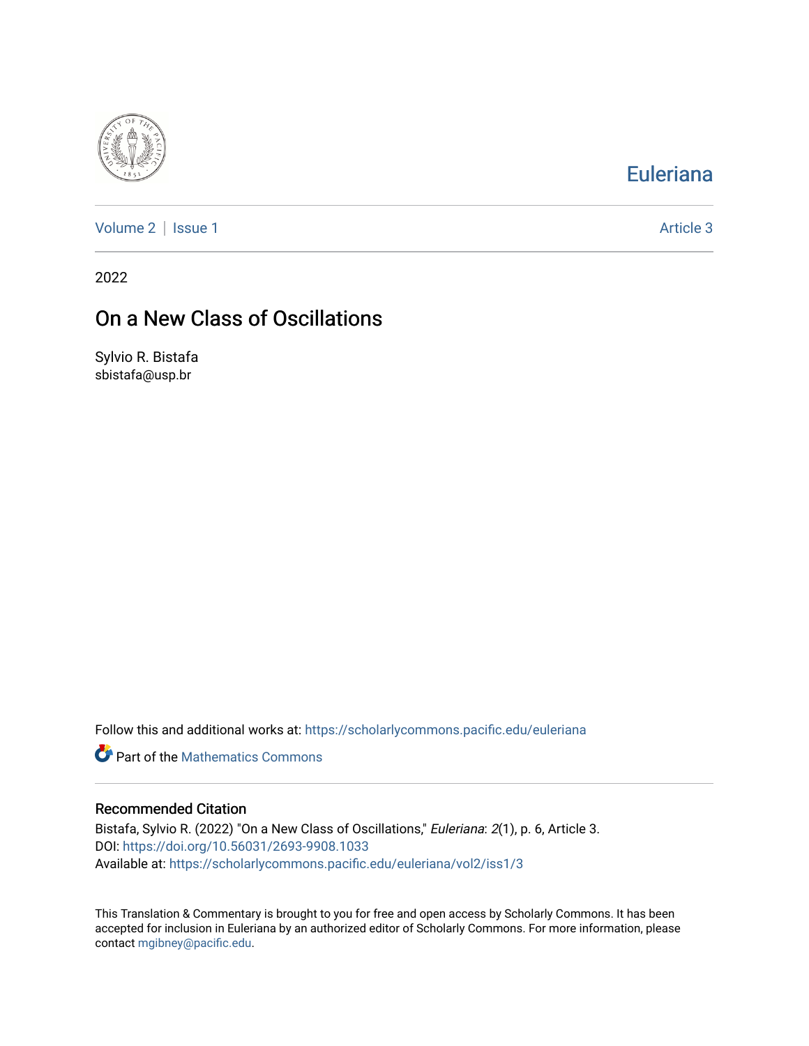Eulerian

Volume 2 | Issue 1 Article 3

2022

# On a New Class of Oscillations

Sylvio R. Bistafa
sbistafa@usp.br

Follow this and additional works at: https://scholarlycommons.pacific.edu/euleriana

Part of the Mathematics Commons

## Recommended Citation

Bistafa, Sylvio R. (2022) "On a New Class of Oscillations," *Euleriana*: *2*(1), p. 6, Article 3.
DOI: https://doi.org/10.56031/2693-9908.1033
Available at: https://scholarlycommons.pacific.edu/euleriana/vol2/iss1/3

This Translation & Commentary is brought to you for free and open access by Scholarly Commons. It has been accepted for inclusion in Euleriana by an authorized editor of Scholarly Commons. For more information, please contact mgibney@pacific.edu.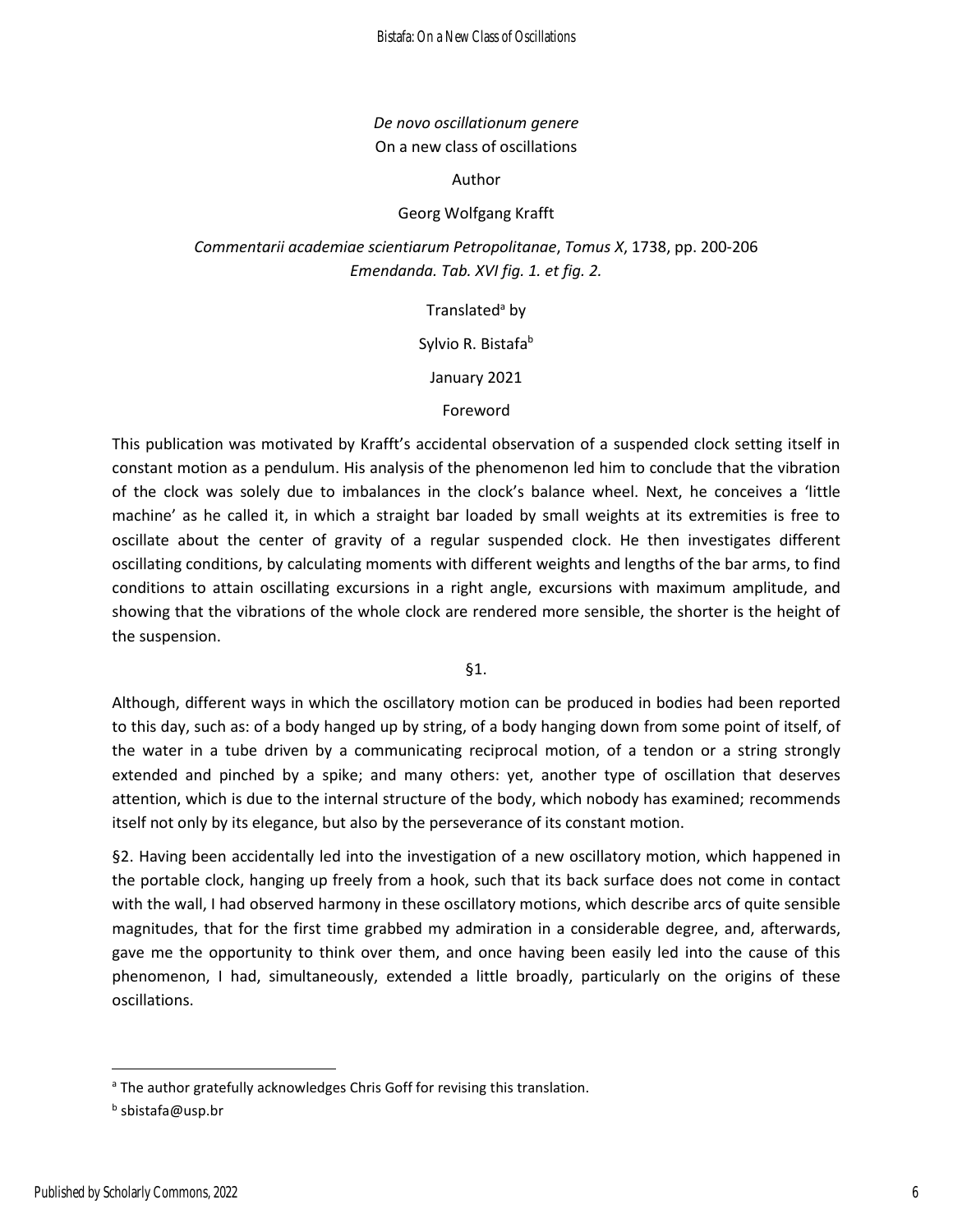*De novo oscillationum genere*

On a new class of oscillations

Author

Georg Wolfgang Krafft

*Commentarii academiae scientiarum Petropolitanae*, *Tomus X*, 1738, pp. 200-206

*Emendanda. Tab. XVI fig. 1. et fig. 2.*

Translated[a] by

Sylvio R. Bistafa[b]

January 2021

## Foreword

This publication was motivated by Krafft's accidental observation of a suspended clock setting itself in constant motion as a pendulum. His analysis of the phenomenon led him to conclude that the vibration of the clock was solely due to imbalances in the clock's balance wheel. Next, he conceives a 'little machine' as he called it, in which a straight bar loaded by small weights at its extremities is free to oscillate about the center of gravity of a regular suspended clock. He then investigates different oscillating conditions, by calculating moments with different weights and lengths of the bar arms, to find conditions to attain oscillating excursions in a right angle, excursions with maximum amplitude, and showing that the vibrations of the whole clock are rendered more sensible, the shorter is the height of the suspension.

§1.

Although, different ways in which the oscillatory motion can be produced in bodies had been reported to this day, such as: of a body hanged up by string, of a body hanging down from some point of itself, of the water in a tube driven by a communicating reciprocal motion, of a tendon or a string strongly extended and pinched by a spike; and many others: yet, another type of oscillation that deserves attention, which is due to the internal structure of the body, which nobody has examined; recommends itself not only by its elegance, but also by the perseverance of its constant motion.

§2. Having been accidentally led into the investigation of a new oscillatory motion, which happened in the portable clock, hanging up freely from a hook, such that its back surface does not come in contact with the wall, I had observed harmony in these oscillatory motions, which describe arcs of quite sensible magnitudes, that for the first time grabbed my admiration in a considerable degree, and, afterwards, gave me the opportunity to think over them, and once having been easily led into the cause of this phenomenon, I had, simultaneously, extended a little broadly, particularly on the origins of these oscillations.

---

[a] The author gratefully acknowledges Chris Goff for revising this translation.

[b] sbistafa@usp.br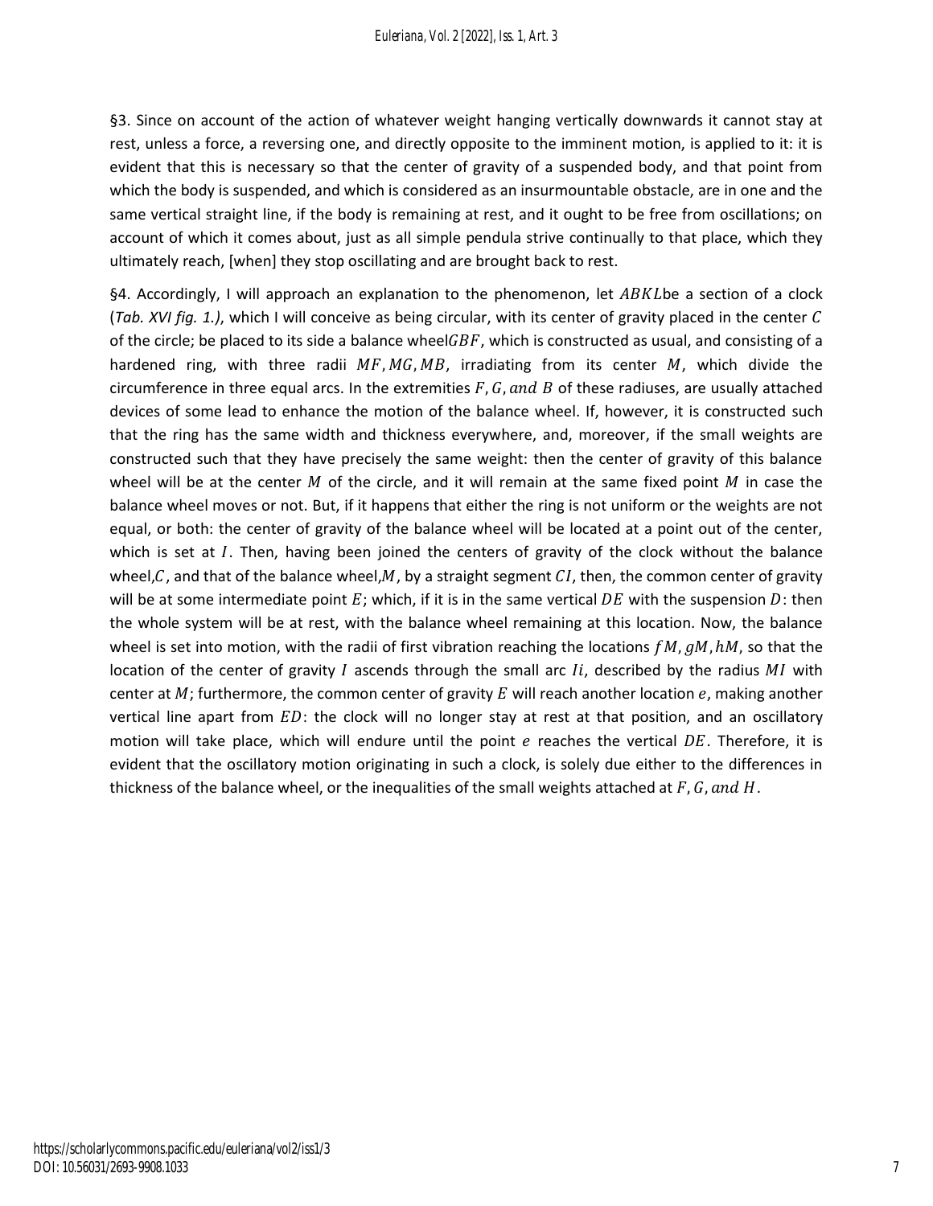§3. Since on account of the action of whatever weight hanging vertically downwards it cannot stay at rest, unless a force, a reversing one, and directly opposite to the imminent motion, is applied to it: it is evident that this is necessary so that the center of gravity of a suspended body, and that point from which the body is suspended, and which is considered as an insurmountable obstacle, are in one and the same vertical straight line, if the body is remaining at rest, and it ought to be free from oscillations; on account of which it comes about, just as all simple pendula strive continually to that place, which they ultimately reach, [when] they stop oscillating and are brought back to rest.

§4. Accordingly, I will approach an explanation to the phenomenon, let $ABKL$be a section of a clock (*Tab. XVI fig. 1.)*, which I will conceive as being circular, with its center of gravity placed in the center $C$ of the circle; be placed to its side a balance wheel$GBF$, which is constructed as usual, and consisting of a hardened ring, with three radii $MF, MG, MB$, irradiating from its center $M$, which divide the circumference in three equal arcs. In the extremities $F, G, and\ B$ of these radiuses, are usually attached devices of some lead to enhance the motion of the balance wheel. If, however, it is constructed such that the ring has the same width and thickness everywhere, and, moreover, if the small weights are constructed such that they have precisely the same weight: then the center of gravity of this balance wheel will be at the center $M$ of the circle, and it will remain at the same fixed point $M$ in case the balance wheel moves or not. But, if it happens that either the ring is not uniform or the weights are not equal, or both: the center of gravity of the balance wheel will be located at a point out of the center, which is set at $I$. Then, having been joined the centers of gravity of the clock without the balance wheel,$C$, and that of the balance wheel,$M$, by a straight segment $CI$, then, the common center of gravity will be at some intermediate point $E$; which, if it is in the same vertical $DE$ with the suspension $D$: then the whole system will be at rest, with the balance wheel remaining at this location. Now, the balance wheel is set into motion, with the radii of first vibration reaching the locations $fM, gM, hM$, so that the location of the center of gravity $I$ ascends through the small arc $Ii$, described by the radius $MI$ with center at $M$; furthermore, the common center of gravity $E$ will reach another location $e$, making another vertical line apart from $ED$: the clock will no longer stay at rest at that position, and an oscillatory motion will take place, which will endure until the point $e$ reaches the vertical $DE$. Therefore, it is evident that the oscillatory motion originating in such a clock, is solely due either to the differences in thickness of the balance wheel, or the inequalities of the small weights attached at $F, G, and\ H$.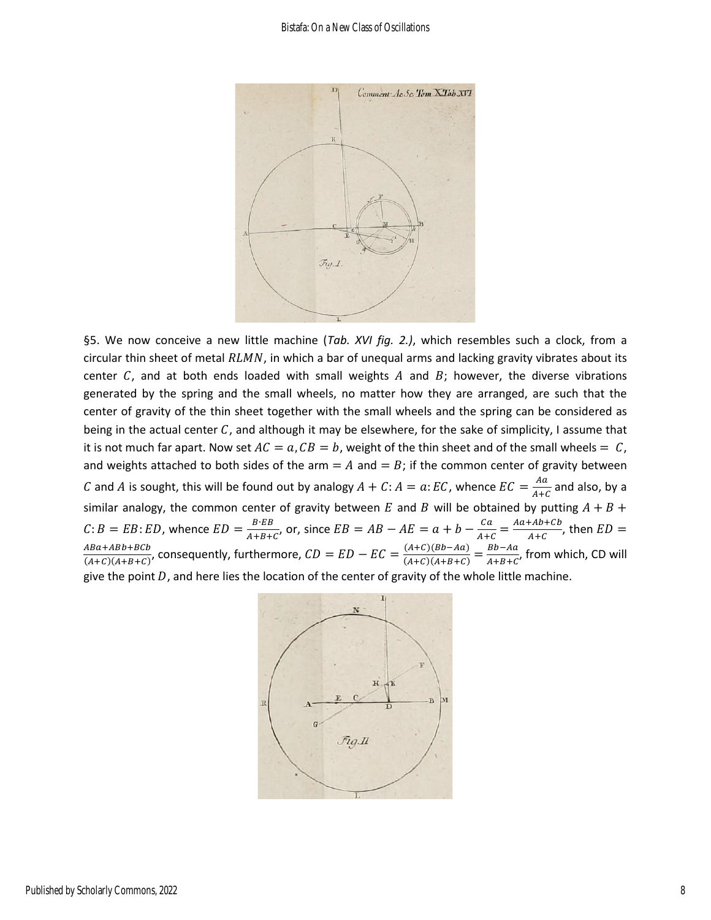§5. We now conceive a new little machine (*Tab. XVI fig. 2.)*, which resembles such a clock, from a circular thin sheet of metal $RLMN$, in which a bar of unequal arms and lacking gravity vibrates about its center $C$, and at both ends loaded with small weights $A$ and $B$; however, the diverse vibrations generated by the spring and the small wheels, no matter how they are arranged, are such that the center of gravity of the thin sheet together with the small wheels and the spring can be considered as being in the actual center $C$, and although it may be elsewhere, for the sake of simplicity, I assume that it is not much far apart. Now set $AC = a, CB = b$, weight of the thin sheet and of the small wheels $= C$, and weights attached to both sides of the arm $= A$ and $= B$; if the common center of gravity between $C$ and $A$ is sought, this will be found out by analogy $A + C : A = a : EC$, whence $EC = \frac{Aa}{A+C}$ and also, by a similar analogy, the common center of gravity between $E$ and $B$ will be obtained by putting $A + B + C : B = EB : ED$, whence $ED = \frac{B \cdot EB}{A+B+C}$, or, since $EB = AB - AE = a + b - \frac{Ca}{A+C} = \frac{Aa+Ab+Cb}{A+C}$, then $ED = \frac{ABa+ABb+BCb}{(A+C)(A+B+C)}$, consequently, furthermore, $CD = ED - EC = \frac{(A+C)(Bb-Aa)}{(A+C)(A+B+C)} = \frac{Bb-Aa}{A+B+C}$, from which, CD will give the point $D$, and here lies the location of the center of gravity of the whole little machine.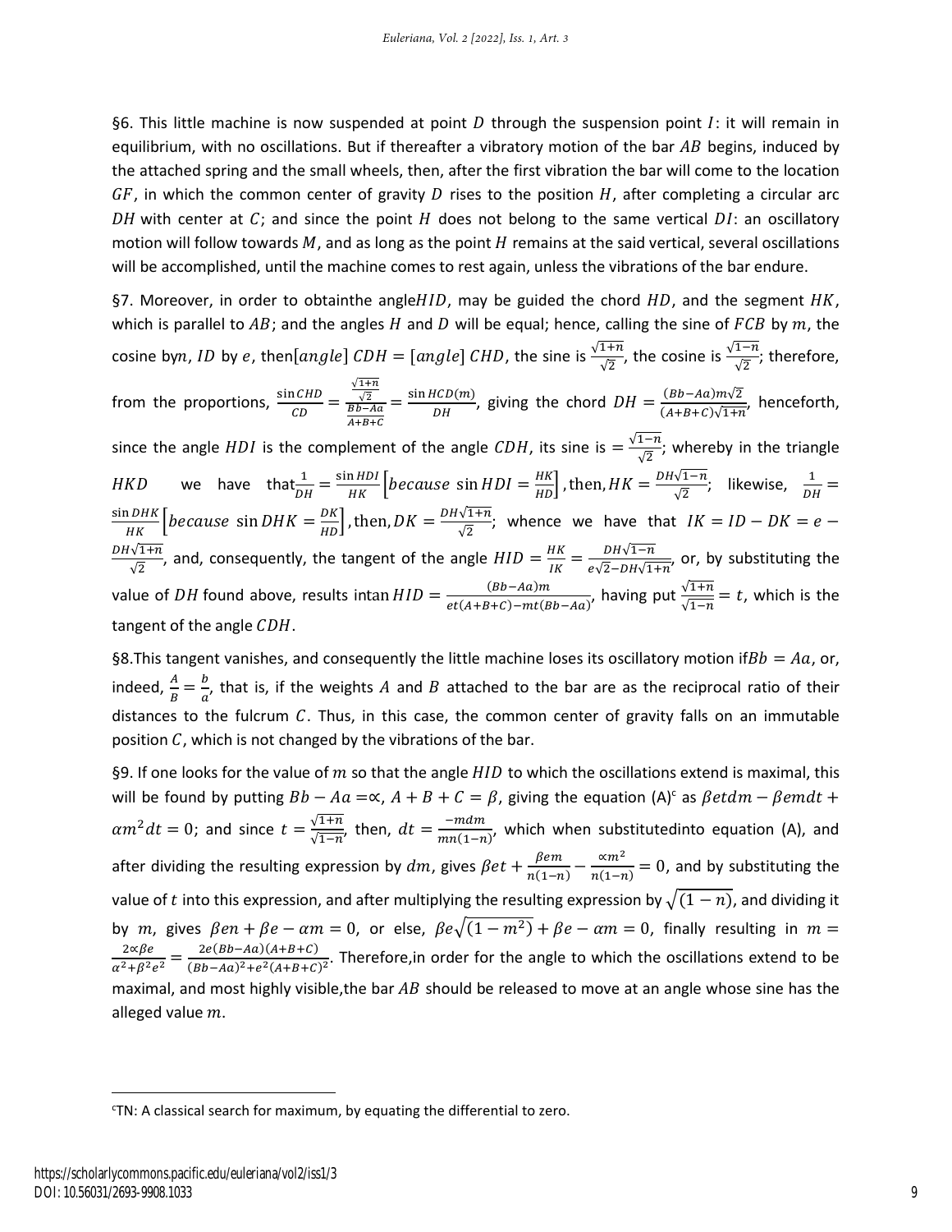§6. This little machine is now suspended at point $D$ through the suspension point $I$: it will remain in equilibrium, with no oscillations. But if thereafter a vibratory motion of the bar $AB$ begins, induced by the attached spring and the small wheels, then, after the first vibration the bar will come to the location $GF$, in which the common center of gravity $D$ rises to the position $H$, after completing a circular arc $DH$ with center at $C$; and since the point $H$ does not belong to the same vertical $DI$: an oscillatory motion will follow towards $M$, and as long as the point $H$ remains at the said vertical, several oscillations will be accomplished, until the machine comes to rest again, unless the vibrations of the bar endure.

§7. Moreover, in order to obtainthe angle$HID$, may be guided the chord $HD$, and the segment $HK$, which is parallel to $AB$; and the angles $H$ and $D$ will be equal; hence, calling the sine of $FCB$ by $m$, the cosine by$n$, $ID$ by $e$, then[angle] $CDH$ = [angle] $CHD$, the sine is $\frac{\sqrt{1+n}}{\sqrt{2}}$, the cosine is $\frac{\sqrt{1-n}}{\sqrt{2}}$; therefore, from the proportions, $\frac{\sin CHD}{CD} = \frac{\frac{\sqrt{1+n}}{\sqrt{2}}}{\frac{Bb-Aa}{A+B+C}} = \frac{\sin HCD(m)}{DH}$, giving the chord $DH = \frac{(Bb-Aa)m\sqrt{2}}{(A+B+C)\sqrt{1+n}}$, henceforth, since the angle $HDI$ is the complement of the angle $CDH$, its sine is $= \frac{\sqrt{1-n}}{\sqrt{2}}$; whereby in the triangle $HKD$ we have that$\frac{1}{DH} = \frac{\sin HDI}{HK}\left[because\ \sin HDI = \frac{HK}{HD}\right]$, then, $HK = \frac{DH\sqrt{1-n}}{\sqrt{2}}$; likewise, $\frac{1}{DH} = \frac{\sin DHK}{HK}\left[because\ \sin DHK = \frac{DK}{HD}\right]$, then, $DK = \frac{DH\sqrt{1+n}}{\sqrt{2}}$; whence we have that $IK = ID - DK = e - \frac{DH\sqrt{1+n}}{\sqrt{2}}$, and, consequently, the tangent of the angle $HID = \frac{HK}{IK} = \frac{DH\sqrt{1-n}}{e\sqrt{2}-DH\sqrt{1+n}}$, or, by substituting the value of $DH$ found above, results in$\tan HID = \frac{(Bb-Aa)m}{et(A+B+C)-mt(Bb-Aa)}$, having put $\frac{\sqrt{1+n}}{\sqrt{1-n}} = t$, which is the tangent of the angle $CDH$.

§8.This tangent vanishes, and consequently the little machine loses its oscillatory motion if$Bb = Aa$, or, indeed, $\frac{A}{B} = \frac{b}{a}$, that is, if the weights $A$ and $B$ attached to the bar are as the reciprocal ratio of their distances to the fulcrum $C$. Thus, in this case, the common center of gravity falls on an immutable position $C$, which is not changed by the vibrations of the bar.

§9. If one looks for the value of $m$ so that the angle $HID$ to which the oscillations extend is maximal, this will be found by putting $Bb - Aa = \propto$, $A + B + C = \beta$, giving the equation (A)[c] as $\beta etdm - \beta emdt + \alpha m^2 dt = 0$; and since $t = \frac{\sqrt{1+n}}{\sqrt{1-n}}$, then, $dt = \frac{-mdm}{mn(1-n)}$, which when substitutedinto equation (A), and after dividing the resulting expression by $dm$, gives $\beta et + \frac{\beta em}{n(1-n)} - \frac{\propto m^2}{n(1-n)} = 0$, and by substituting the value of $t$ into this expression, and after multiplying the resulting expression by $\sqrt{(1-n)}$, and dividing it by $m$, gives $\beta en + \beta e - \alpha m = 0$, or else, $\beta e\sqrt{(1-m^2)} + \beta e - \alpha m = 0$, finally resulting in $m = \frac{2\propto \beta e}{\alpha^2+\beta^2 e^2} = \frac{2e(Bb-Aa)(A+B+C)}{(Bb-Aa)^2+e^2(A+B+C)^2}$. Therefore,in order for the angle to which the oscillations extend to be maximal, and most highly visible,the bar $AB$ should be released to move at an angle whose sine has the alleged value $m$.

---

[c] TN: A classical search for maximum, by equating the differential to zero.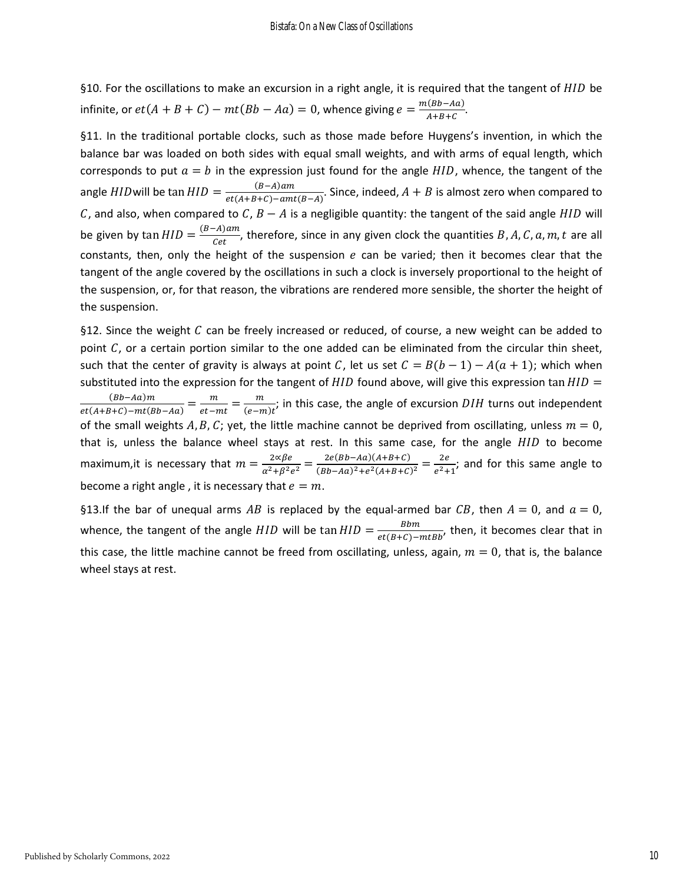§10. For the oscillations to make an excursion in a right angle, it is required that the tangent of $HID$ be infinite, or $et(A+B+C) - mt(Bb - Aa) = 0$, whence giving $e = \frac{m(Bb-Aa)}{A+B+C}$.

§11. In the traditional portable clocks, such as those made before Huygens's invention, in which the balance bar was loaded on both sides with equal small weights, and with arms of equal length, which corresponds to put $a = b$ in the expression just found for the angle $HID$, whence, the tangent of the angle $HID$will be $\tan HID = \frac{(B-A)am}{et(A+B+C)-amt(B-A)}$. Since, indeed, $A + B$ is almost zero when compared to $C$, and also, when compared to $C$, $B - A$ is a negligible quantity: the tangent of the said angle $HID$ will be given by $\tan HID = \frac{(B-A)am}{Cet}$, therefore, since in any given clock the quantities $B, A, C, a, m, t$ are all constants, then, only the height of the suspension $e$ can be varied; then it becomes clear that the tangent of the angle covered by the oscillations in such a clock is inversely proportional to the height of the suspension, or, for that reason, the vibrations are rendered more sensible, the shorter the height of the suspension.

§12. Since the weight $C$ can be freely increased or reduced, of course, a new weight can be added to point $C$, or a certain portion similar to the one added can be eliminated from the circular thin sheet, such that the center of gravity is always at point $C$, let us set $C = B(b-1) - A(a+1)$; which when substituted into the expression for the tangent of $HID$ found above, will give this expression $\tan HID = \frac{(Bb-Aa)m}{et(A+B+C)-mt(Bb-Aa)} = \frac{m}{et-mt} = \frac{m}{(e-m)t}$; in this case, the angle of excursion $DIH$ turns out independent of the small weights $A, B, C$; yet, the little machine cannot be deprived from oscillating, unless $m = 0$, that is, unless the balance wheel stays at rest. In this same case, for the angle $HID$ to become maximum,it is necessary that $m = \frac{2\alpha\beta e}{\alpha^2+\beta^2 e^2} = \frac{2e(Bb-Aa)(A+B+C)}{(Bb-Aa)^2+e^2(A+B+C)^2} = \frac{2e}{e^2+1}$; and for this same angle to become a right angle , it is necessary that $e = m$.

§13.If the bar of unequal arms $AB$ is replaced by the equal-armed bar $CB$, then $A = 0$, and $a = 0$, whence, the tangent of the angle $HID$ will be $\tan HID = \frac{Bbm}{et(B+C)-mtBb}$, then, it becomes clear that in this case, the little machine cannot be freed from oscillating, unless, again, $m = 0$, that is, the balance wheel stays at rest.